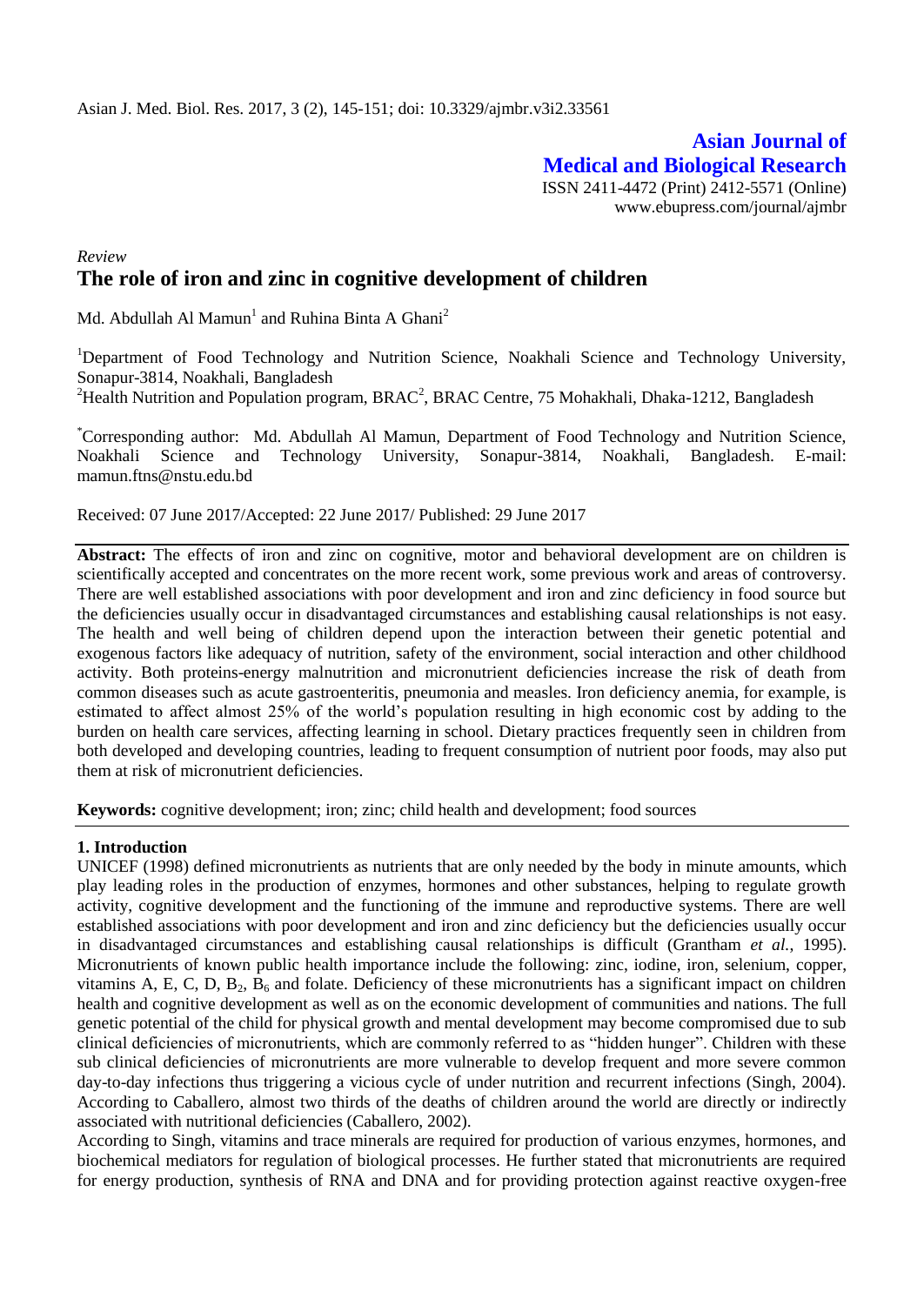**Asian Journal of Medical and Biological Research**

ISSN 2411-4472 (Print) 2412-5571 (Online)
www.ebupress.com/journal/ajmbr

*Review*

# The role of iron and zinc in cognitive development of children

Md. Abdullah Al Mamun[1] and Ruhina Binta A Ghani[2]

[1]Department of Food Technology and Nutrition Science, Noakhali Science and Technology University, Sonapur-3814, Noakhali, Bangladesh

[2]Health Nutrition and Population program, BRAC[2], BRAC Centre, 75 Mohakhali, Dhaka-1212, Bangladesh

[*]Corresponding author: Md. Abdullah Al Mamun, Department of Food Technology and Nutrition Science, Noakhali Science and Technology University, Sonapur-3814, Noakhali, Bangladesh. E-mail: mamun.ftns@nstu.edu.bd

Received: 07 June 2017/Accepted: 22 June 2017/ Published: 29 June 2017

**Abstract:** The effects of iron and zinc on cognitive, motor and behavioral development are on children is scientifically accepted and concentrates on the more recent work, some previous work and areas of controversy. There are well established associations with poor development and iron and zinc deficiency in food source but the deficiencies usually occur in disadvantaged circumstances and establishing causal relationships is not easy. The health and well being of children depend upon the interaction between their genetic potential and exogenous factors like adequacy of nutrition, safety of the environment, social interaction and other childhood activity. Both proteins-energy malnutrition and micronutrient deficiencies increase the risk of death from common diseases such as acute gastroenteritis, pneumonia and measles. Iron deficiency anemia, for example, is estimated to affect almost 25% of the world's population resulting in high economic cost by adding to the burden on health care services, affecting learning in school. Dietary practices frequently seen in children from both developed and developing countries, leading to frequent consumption of nutrient poor foods, may also put them at risk of micronutrient deficiencies.

**Keywords:** cognitive development; iron; zinc; child health and development; food sources

## 1. Introduction

UNICEF (1998) defined micronutrients as nutrients that are only needed by the body in minute amounts, which play leading roles in the production of enzymes, hormones and other substances, helping to regulate growth activity, cognitive development and the functioning of the immune and reproductive systems. There are well established associations with poor development and iron and zinc deficiency but the deficiencies usually occur in disadvantaged circumstances and establishing causal relationships is difficult (Grantham *et al.*, 1995). Micronutrients of known public health importance include the following: zinc, iodine, iron, selenium, copper, vitamins A, E, C, D, $B_2$, $B_6$ and folate. Deficiency of these micronutrients has a significant impact on children health and cognitive development as well as on the economic development of communities and nations. The full genetic potential of the child for physical growth and mental development may become compromised due to sub clinical deficiencies of micronutrients, which are commonly referred to as "hidden hunger". Children with these sub clinical deficiencies of micronutrients are more vulnerable to develop frequent and more severe common day-to-day infections thus triggering a vicious cycle of under nutrition and recurrent infections (Singh, 2004). According to Caballero, almost two thirds of the deaths of children around the world are directly or indirectly associated with nutritional deficiencies (Caballero, 2002).

According to Singh, vitamins and trace minerals are required for production of various enzymes, hormones, and biochemical mediators for regulation of biological processes. He further stated that micronutrients are required for energy production, synthesis of RNA and DNA and for providing protection against reactive oxygen-free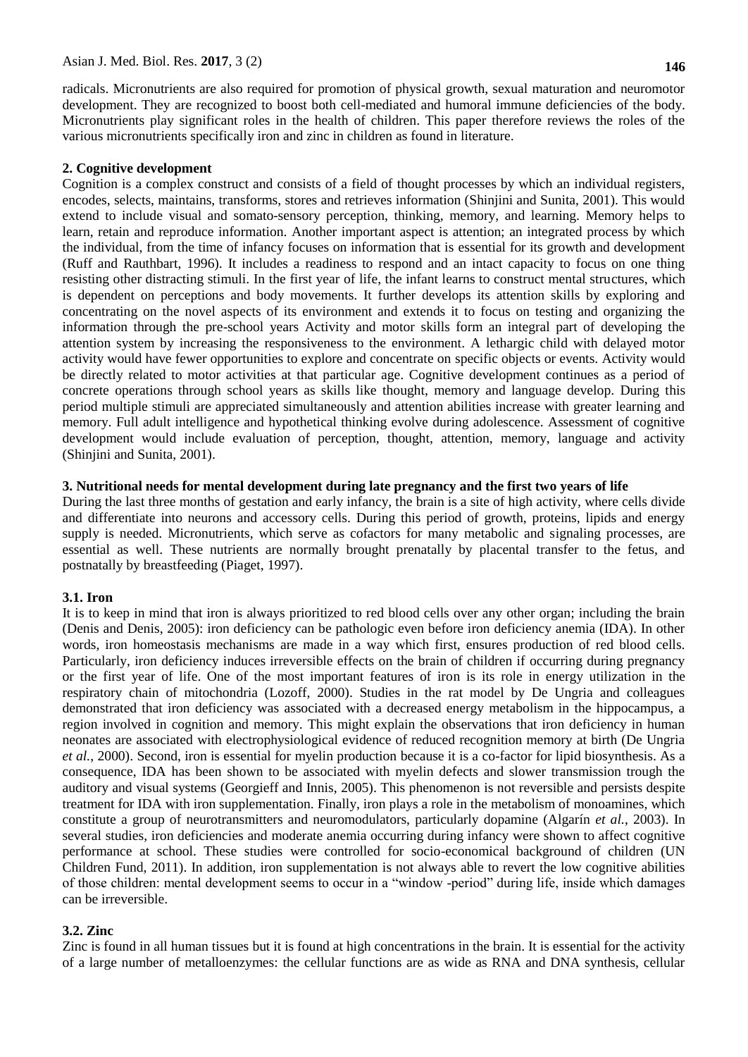radicals. Micronutrients are also required for promotion of physical growth, sexual maturation and neuromotor development. They are recognized to boost both cell-mediated and humoral immune deficiencies of the body. Micronutrients play significant roles in the health of children. This paper therefore reviews the roles of the various micronutrients specifically iron and zinc in children as found in literature.

## 2. Cognitive development

Cognition is a complex construct and consists of a field of thought processes by which an individual registers, encodes, selects, maintains, transforms, stores and retrieves information (Shinjini and Sunita, 2001). This would extend to include visual and somato-sensory perception, thinking, memory, and learning. Memory helps to learn, retain and reproduce information. Another important aspect is attention; an integrated process by which the individual, from the time of infancy focuses on information that is essential for its growth and development (Ruff and Rauthbart, 1996). It includes a readiness to respond and an intact capacity to focus on one thing resisting other distracting stimuli. In the first year of life, the infant learns to construct mental structures, which is dependent on perceptions and body movements. It further develops its attention skills by exploring and concentrating on the novel aspects of its environment and extends it to focus on testing and organizing the information through the pre-school years Activity and motor skills form an integral part of developing the attention system by increasing the responsiveness to the environment. A lethargic child with delayed motor activity would have fewer opportunities to explore and concentrate on specific objects or events. Activity would be directly related to motor activities at that particular age. Cognitive development continues as a period of concrete operations through school years as skills like thought, memory and language develop. During this period multiple stimuli are appreciated simultaneously and attention abilities increase with greater learning and memory. Full adult intelligence and hypothetical thinking evolve during adolescence. Assessment of cognitive development would include evaluation of perception, thought, attention, memory, language and activity (Shinjini and Sunita, 2001).

## 3. Nutritional needs for mental development during late pregnancy and the first two years of life

During the last three months of gestation and early infancy, the brain is a site of high activity, where cells divide and differentiate into neurons and accessory cells. During this period of growth, proteins, lipids and energy supply is needed. Micronutrients, which serve as cofactors for many metabolic and signaling processes, are essential as well. These nutrients are normally brought prenatally by placental transfer to the fetus, and postnatally by breastfeeding (Piaget, 1997).

### 3.1. Iron

It is to keep in mind that iron is always prioritized to red blood cells over any other organ; including the brain (Denis and Denis, 2005): iron deficiency can be pathologic even before iron deficiency anemia (IDA). In other words, iron homeostasis mechanisms are made in a way which first, ensures production of red blood cells. Particularly, iron deficiency induces irreversible effects on the brain of children if occurring during pregnancy or the first year of life. One of the most important features of iron is its role in energy utilization in the respiratory chain of mitochondria (Lozoff, 2000). Studies in the rat model by De Ungria and colleagues demonstrated that iron deficiency was associated with a decreased energy metabolism in the hippocampus, a region involved in cognition and memory. This might explain the observations that iron deficiency in human neonates are associated with electrophysiological evidence of reduced recognition memory at birth (De Ungria *et al.*, 2000). Second, iron is essential for myelin production because it is a co-factor for lipid biosynthesis. As a consequence, IDA has been shown to be associated with myelin defects and slower transmission trough the auditory and visual systems (Georgieff and Innis, 2005). This phenomenon is not reversible and persists despite treatment for IDA with iron supplementation. Finally, iron plays a role in the metabolism of monoamines, which constitute a group of neurotransmitters and neuromodulators, particularly dopamine (Algarín *et al.*, 2003). In several studies, iron deficiencies and moderate anemia occurring during infancy were shown to affect cognitive performance at school. These studies were controlled for socio-economical background of children (UN Children Fund, 2011). In addition, iron supplementation is not always able to revert the low cognitive abilities of those children: mental development seems to occur in a "window -period" during life, inside which damages can be irreversible.

### 3.2. Zinc

Zinc is found in all human tissues but it is found at high concentrations in the brain. It is essential for the activity of a large number of metalloenzymes: the cellular functions are as wide as RNA and DNA synthesis, cellular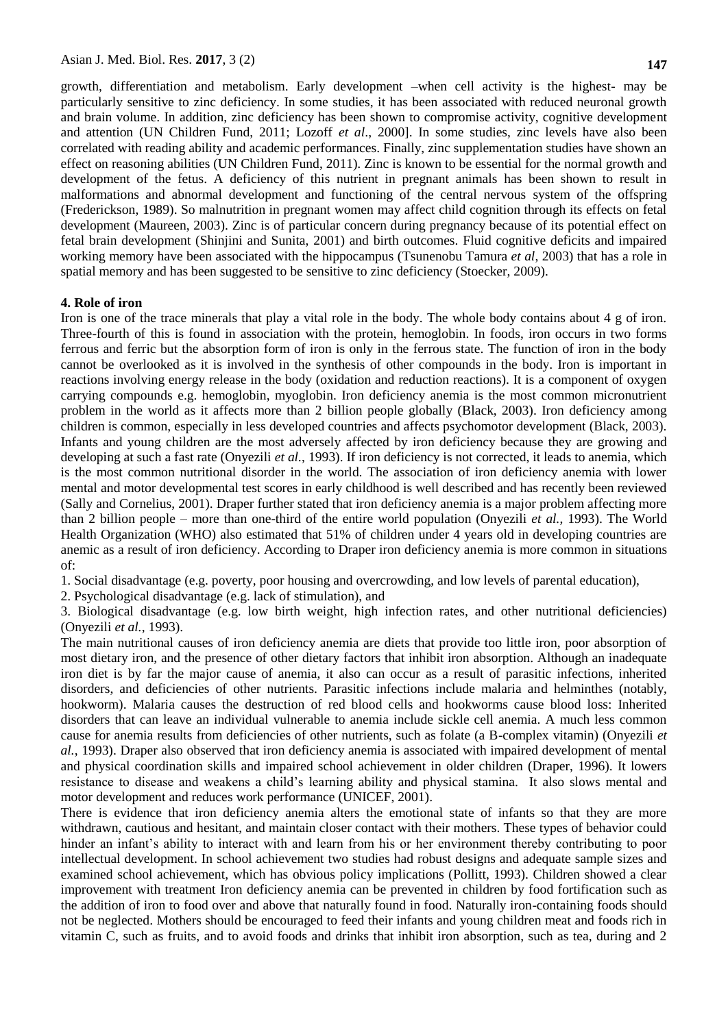growth, differentiation and metabolism. Early development –when cell activity is the highest- may be particularly sensitive to zinc deficiency. In some studies, it has been associated with reduced neuronal growth and brain volume. In addition, zinc deficiency has been shown to compromise activity, cognitive development and attention (UN Children Fund, 2011; Lozoff *et al*., 2000]. In some studies, zinc levels have also been correlated with reading ability and academic performances. Finally, zinc supplementation studies have shown an effect on reasoning abilities (UN Children Fund, 2011). Zinc is known to be essential for the normal growth and development of the fetus. A deficiency of this nutrient in pregnant animals has been shown to result in malformations and abnormal development and functioning of the central nervous system of the offspring (Frederickson, 1989). So malnutrition in pregnant women may affect child cognition through its effects on fetal development (Maureen, 2003). Zinc is of particular concern during pregnancy because of its potential effect on fetal brain development (Shinjini and Sunita, 2001) and birth outcomes. Fluid cognitive deficits and impaired working memory have been associated with the hippocampus (Tsunenobu Tamura *et al*, 2003) that has a role in spatial memory and has been suggested to be sensitive to zinc deficiency (Stoecker, 2009).

## 4. Role of iron

Iron is one of the trace minerals that play a vital role in the body. The whole body contains about 4 g of iron. Three-fourth of this is found in association with the protein, hemoglobin. In foods, iron occurs in two forms ferrous and ferric but the absorption form of iron is only in the ferrous state. The function of iron in the body cannot be overlooked as it is involved in the synthesis of other compounds in the body. Iron is important in reactions involving energy release in the body (oxidation and reduction reactions). It is a component of oxygen carrying compounds e.g. hemoglobin, myoglobin. Iron deficiency anemia is the most common micronutrient problem in the world as it affects more than 2 billion people globally (Black, 2003). Iron deficiency among children is common, especially in less developed countries and affects psychomotor development (Black, 2003). Infants and young children are the most adversely affected by iron deficiency because they are growing and developing at such a fast rate (Onyezili *et al*., 1993). If iron deficiency is not corrected, it leads to anemia, which is the most common nutritional disorder in the world. The association of iron deficiency anemia with lower mental and motor developmental test scores in early childhood is well described and has recently been reviewed (Sally and Cornelius, 2001). Draper further stated that iron deficiency anemia is a major problem affecting more than 2 billion people – more than one-third of the entire world population (Onyezili *et al.*, 1993). The World Health Organization (WHO) also estimated that 51% of children under 4 years old in developing countries are anemic as a result of iron deficiency. According to Draper iron deficiency anemia is more common in situations of:

1. Social disadvantage (e.g. poverty, poor housing and overcrowding, and low levels of parental education),
2. Psychological disadvantage (e.g. lack of stimulation), and
3. Biological disadvantage (e.g. low birth weight, high infection rates, and other nutritional deficiencies) (Onyezili *et al.*, 1993).

The main nutritional causes of iron deficiency anemia are diets that provide too little iron, poor absorption of most dietary iron, and the presence of other dietary factors that inhibit iron absorption. Although an inadequate iron diet is by far the major cause of anemia, it also can occur as a result of parasitic infections, inherited disorders, and deficiencies of other nutrients. Parasitic infections include malaria and helminthes (notably, hookworm). Malaria causes the destruction of red blood cells and hookworms cause blood loss: Inherited disorders that can leave an individual vulnerable to anemia include sickle cell anemia. A much less common cause for anemia results from deficiencies of other nutrients, such as folate (a B-complex vitamin) (Onyezili *et al.*, 1993). Draper also observed that iron deficiency anemia is associated with impaired development of mental and physical coordination skills and impaired school achievement in older children (Draper, 1996). It lowers resistance to disease and weakens a child's learning ability and physical stamina. It also slows mental and motor development and reduces work performance (UNICEF, 2001).

There is evidence that iron deficiency anemia alters the emotional state of infants so that they are more withdrawn, cautious and hesitant, and maintain closer contact with their mothers. These types of behavior could hinder an infant's ability to interact with and learn from his or her environment thereby contributing to poor intellectual development. In school achievement two studies had robust designs and adequate sample sizes and examined school achievement, which has obvious policy implications (Pollitt, 1993). Children showed a clear improvement with treatment Iron deficiency anemia can be prevented in children by food fortification such as the addition of iron to food over and above that naturally found in food. Naturally iron-containing foods should not be neglected. Mothers should be encouraged to feed their infants and young children meat and foods rich in vitamin C, such as fruits, and to avoid foods and drinks that inhibit iron absorption, such as tea, during and 2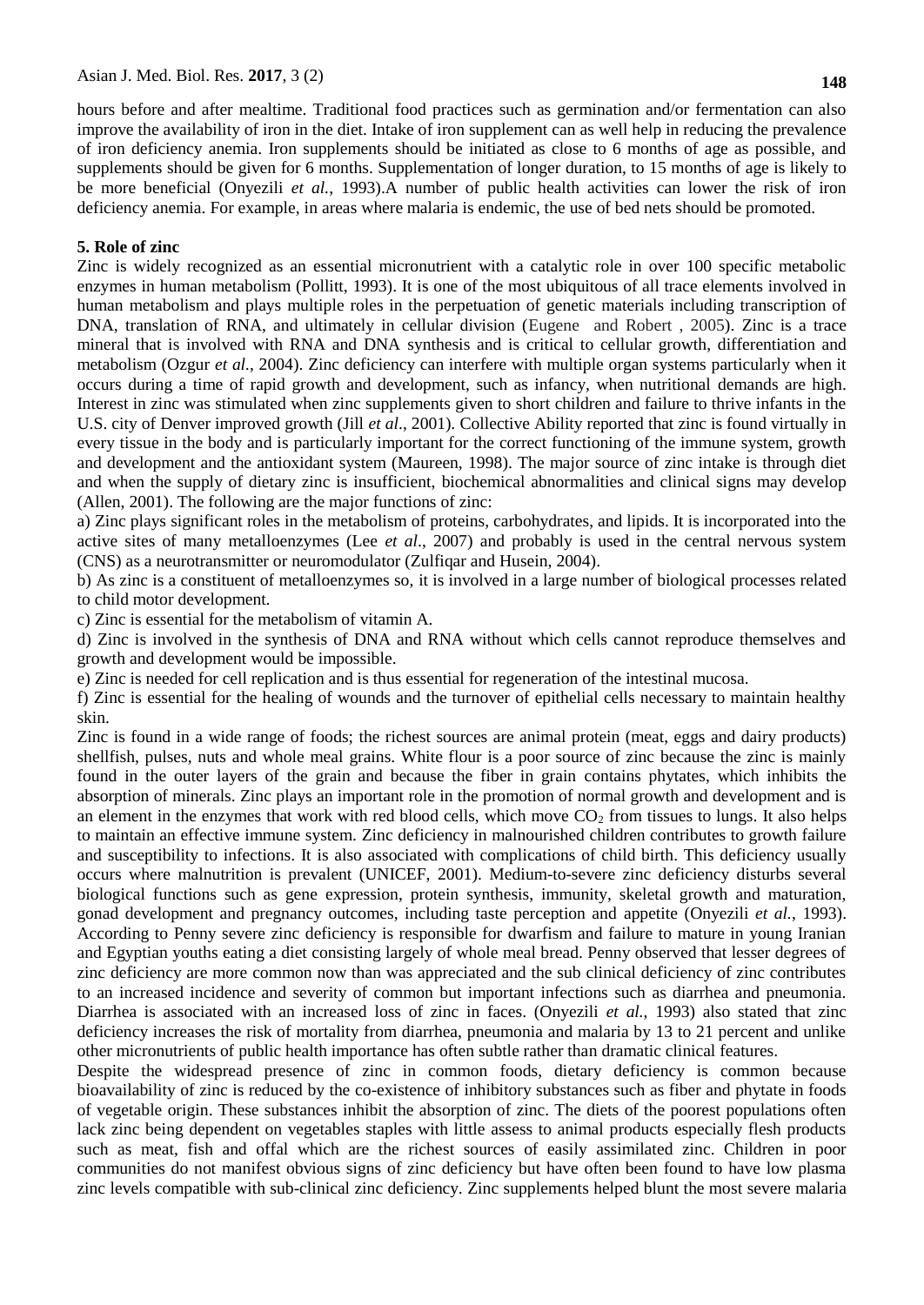hours before and after mealtime. Traditional food practices such as germination and/or fermentation can also improve the availability of iron in the diet. Intake of iron supplement can as well help in reducing the prevalence of iron deficiency anemia. Iron supplements should be initiated as close to 6 months of age as possible, and supplements should be given for 6 months. Supplementation of longer duration, to 15 months of age is likely to be more beneficial (Onyezili *et al.*, 1993).A number of public health activities can lower the risk of iron deficiency anemia. For example, in areas where malaria is endemic, the use of bed nets should be promoted.

## 5. Role of zinc

Zinc is widely recognized as an essential micronutrient with a catalytic role in over 100 specific metabolic enzymes in human metabolism (Pollitt, 1993). It is one of the most ubiquitous of all trace elements involved in human metabolism and plays multiple roles in the perpetuation of genetic materials including transcription of DNA, translation of RNA, and ultimately in cellular division (Eugene and Robert , 2005). Zinc is a trace mineral that is involved with RNA and DNA synthesis and is critical to cellular growth, differentiation and metabolism (Ozgur *et al.*, 2004). Zinc deficiency can interfere with multiple organ systems particularly when it occurs during a time of rapid growth and development, such as infancy, when nutritional demands are high. Interest in zinc was stimulated when zinc supplements given to short children and failure to thrive infants in the U.S. city of Denver improved growth (Jill *et al*., 2001). Collective Ability reported that zinc is found virtually in every tissue in the body and is particularly important for the correct functioning of the immune system, growth and development and the antioxidant system (Maureen, 1998). The major source of zinc intake is through diet and when the supply of dietary zinc is insufficient, biochemical abnormalities and clinical signs may develop (Allen, 2001). The following are the major functions of zinc:

a) Zinc plays significant roles in the metabolism of proteins, carbohydrates, and lipids. It is incorporated into the active sites of many metalloenzymes (Lee *et al*., 2007) and probably is used in the central nervous system (CNS) as a neurotransmitter or neuromodulator (Zulfiqar and Husein, 2004).

b) As zinc is a constituent of metalloenzymes so, it is involved in a large number of biological processes related to child motor development.

c) Zinc is essential for the metabolism of vitamin A.

d) Zinc is involved in the synthesis of DNA and RNA without which cells cannot reproduce themselves and growth and development would be impossible.

e) Zinc is needed for cell replication and is thus essential for regeneration of the intestinal mucosa.

f) Zinc is essential for the healing of wounds and the turnover of epithelial cells necessary to maintain healthy skin.

Zinc is found in a wide range of foods; the richest sources are animal protein (meat, eggs and dairy products) shellfish, pulses, nuts and whole meal grains. White flour is a poor source of zinc because the zinc is mainly found in the outer layers of the grain and because the fiber in grain contains phytates, which inhibits the absorption of minerals. Zinc plays an important role in the promotion of normal growth and development and is an element in the enzymes that work with red blood cells, which move $CO_2$ from tissues to lungs. It also helps to maintain an effective immune system. Zinc deficiency in malnourished children contributes to growth failure and susceptibility to infections. It is also associated with complications of child birth. This deficiency usually occurs where malnutrition is prevalent (UNICEF, 2001). Medium-to-severe zinc deficiency disturbs several biological functions such as gene expression, protein synthesis, immunity, skeletal growth and maturation, gonad development and pregnancy outcomes, including taste perception and appetite (Onyezili *et al.*, 1993). According to Penny severe zinc deficiency is responsible for dwarfism and failure to mature in young Iranian and Egyptian youths eating a diet consisting largely of whole meal bread. Penny observed that lesser degrees of zinc deficiency are more common now than was appreciated and the sub clinical deficiency of zinc contributes to an increased incidence and severity of common but important infections such as diarrhea and pneumonia. Diarrhea is associated with an increased loss of zinc in faces. (Onyezili *et al.*, 1993) also stated that zinc deficiency increases the risk of mortality from diarrhea, pneumonia and malaria by 13 to 21 percent and unlike other micronutrients of public health importance has often subtle rather than dramatic clinical features.

Despite the widespread presence of zinc in common foods, dietary deficiency is common because bioavailability of zinc is reduced by the co-existence of inhibitory substances such as fiber and phytate in foods of vegetable origin. These substances inhibit the absorption of zinc. The diets of the poorest populations often lack zinc being dependent on vegetables staples with little assess to animal products especially flesh products such as meat, fish and offal which are the richest sources of easily assimilated zinc. Children in poor communities do not manifest obvious signs of zinc deficiency but have often been found to have low plasma zinc levels compatible with sub-clinical zinc deficiency. Zinc supplements helped blunt the most severe malaria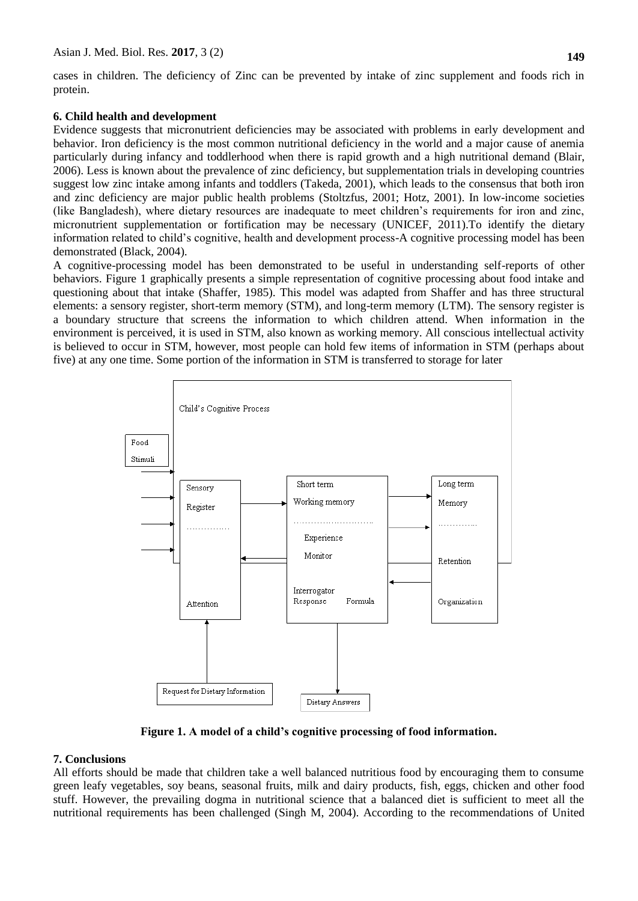cases in children. The deficiency of Zinc can be prevented by intake of zinc supplement and foods rich in protein.

## 6. Child health and development

Evidence suggests that micronutrient deficiencies may be associated with problems in early development and behavior. Iron deficiency is the most common nutritional deficiency in the world and a major cause of anemia particularly during infancy and toddlerhood when there is rapid growth and a high nutritional demand (Blair, 2006). Less is known about the prevalence of zinc deficiency, but supplementation trials in developing countries suggest low zinc intake among infants and toddlers (Takeda, 2001), which leads to the consensus that both iron and zinc deficiency are major public health problems (Stoltzfus, 2001; Hotz, 2001). In low-income societies (like Bangladesh), where dietary resources are inadequate to meet children's requirements for iron and zinc, micronutrient supplementation or fortification may be necessary (UNICEF, 2011).To identify the dietary information related to child's cognitive, health and development process-A cognitive processing model has been demonstrated (Black, 2004).

A cognitive-processing model has been demonstrated to be useful in understanding self-reports of other behaviors. Figure 1 graphically presents a simple representation of cognitive processing about food intake and questioning about that intake (Shaffer, 1985). This model was adapted from Shaffer and has three structural elements: a sensory register, short-term memory (STM), and long-term memory (LTM). The sensory register is a boundary structure that screens the information to which children attend. When information in the environment is perceived, it is used in STM, also known as working memory. All conscious intellectual activity is believed to occur in STM, however, most people can hold few items of information in STM (perhaps about five) at any one time. Some portion of the information in STM is transferred to storage for later

Child's Cognitive Process

Food Stimuli

Sensory Register ............... Attention

Short term Working memory ........................... Experience Monitor Interrogator Response Formula

Long term Memory ............... Retention Organization

Request for Dietary Information

Dietary Answers

**Figure 1. A model of a child's cognitive processing of food information.**

## 7. Conclusions

All efforts should be made that children take a well balanced nutritious food by encouraging them to consume green leafy vegetables, soy beans, seasonal fruits, milk and dairy products, fish, eggs, chicken and other food stuff. However, the prevailing dogma in nutritional science that a balanced diet is sufficient to meet all the nutritional requirements has been challenged (Singh M, 2004). According to the recommendations of United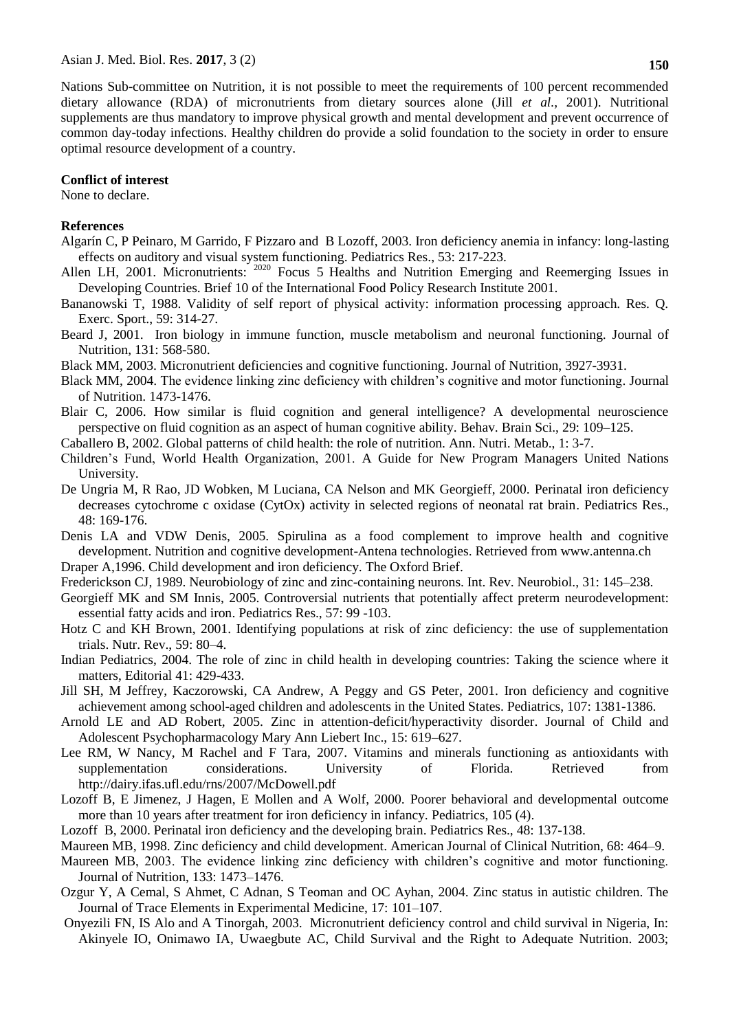Nations Sub-committee on Nutrition, it is not possible to meet the requirements of 100 percent recommended dietary allowance (RDA) of micronutrients from dietary sources alone (Jill *et al.*, 2001). Nutritional supplements are thus mandatory to improve physical growth and mental development and prevent occurrence of common day-today infections. Healthy children do provide a solid foundation to the society in order to ensure optimal resource development of a country.

**Conflict of interest**

None to declare.

**References**

Algarín C, P Peinaro, M Garrido, F Pizzaro and B Lozoff, 2003. Iron deficiency anemia in infancy: long-lasting effects on auditory and visual system functioning. Pediatrics Res., 53: 217-223.

Allen LH, 2001. Micronutrients: [2020] Focus 5 Healths and Nutrition Emerging and Reemerging Issues in Developing Countries. Brief 10 of the International Food Policy Research Institute 2001.

Bananowski T, 1988. Validity of self report of physical activity: information processing approach. Res. Q. Exerc. Sport., 59: 314-27.

Beard J, 2001. Iron biology in immune function, muscle metabolism and neuronal functioning. Journal of Nutrition, 131: 568-580.

Black MM, 2003. Micronutrient deficiencies and cognitive functioning. Journal of Nutrition, 3927-3931.

Black MM, 2004. The evidence linking zinc deficiency with children's cognitive and motor functioning. Journal of Nutrition. 1473-1476.

Blair C, 2006. How similar is fluid cognition and general intelligence? A developmental neuroscience perspective on fluid cognition as an aspect of human cognitive ability. Behav. Brain Sci., 29: 109–125.

Caballero B, 2002. Global patterns of child health: the role of nutrition. Ann. Nutri. Metab., 1: 3-7.

Children's Fund, World Health Organization, 2001. A Guide for New Program Managers United Nations University.

De Ungria M, R Rao, JD Wobken, M Luciana, CA Nelson and MK Georgieff, 2000. Perinatal iron deficiency decreases cytochrome c oxidase (CytOx) activity in selected regions of neonatal rat brain. Pediatrics Res., 48: 169-176.

Denis LA and VDW Denis, 2005. Spirulina as a food complement to improve health and cognitive development. Nutrition and cognitive development-Antena technologies. Retrieved from www.antenna.ch

Draper A,1996. Child development and iron deficiency. The Oxford Brief.

Frederickson CJ, 1989. Neurobiology of zinc and zinc-containing neurons. Int. Rev. Neurobiol., 31: 145–238.

Georgieff MK and SM Innis, 2005. Controversial nutrients that potentially affect preterm neurodevelopment: essential fatty acids and iron. Pediatrics Res., 57: 99 -103.

Hotz C and KH Brown, 2001. Identifying populations at risk of zinc deficiency: the use of supplementation trials. Nutr. Rev., 59: 80–4.

Indian Pediatrics, 2004. The role of zinc in child health in developing countries: Taking the science where it matters, Editorial 41: 429-433.

Jill SH, M Jeffrey, Kaczorowski, CA Andrew, A Peggy and GS Peter, 2001. Iron deficiency and cognitive achievement among school-aged children and adolescents in the United States. Pediatrics, 107: 1381-1386.

Arnold LE and AD Robert, 2005. Zinc in attention-deficit/hyperactivity disorder. Journal of Child and Adolescent Psychopharmacology Mary Ann Liebert Inc., 15: 619–627.

Lee RM, W Nancy, M Rachel and F Tara, 2007. Vitamins and minerals functioning as antioxidants with supplementation considerations. University of Florida. Retrieved from http://dairy.ifas.ufl.edu/rns/2007/McDowell.pdf

Lozoff B, E Jimenez, J Hagen, E Mollen and A Wolf, 2000. Poorer behavioral and developmental outcome more than 10 years after treatment for iron deficiency in infancy. Pediatrics, 105 (4).

Lozoff B, 2000. Perinatal iron deficiency and the developing brain. Pediatrics Res., 48: 137-138.

Maureen MB, 1998. Zinc deficiency and child development. American Journal of Clinical Nutrition, 68: 464–9.

Maureen MB, 2003. The evidence linking zinc deficiency with children's cognitive and motor functioning. Journal of Nutrition, 133: 1473–1476.

Ozgur Y, A Cemal, S Ahmet, C Adnan, S Teoman and OC Ayhan, 2004. Zinc status in autistic children. The Journal of Trace Elements in Experimental Medicine, 17: 101–107.

Onyezili FN, IS Alo and A Tinorgah, 2003. Micronutrient deficiency control and child survival in Nigeria, In: Akinyele IO, Onimawo IA, Uwaegbute AC, Child Survival and the Right to Adequate Nutrition. 2003;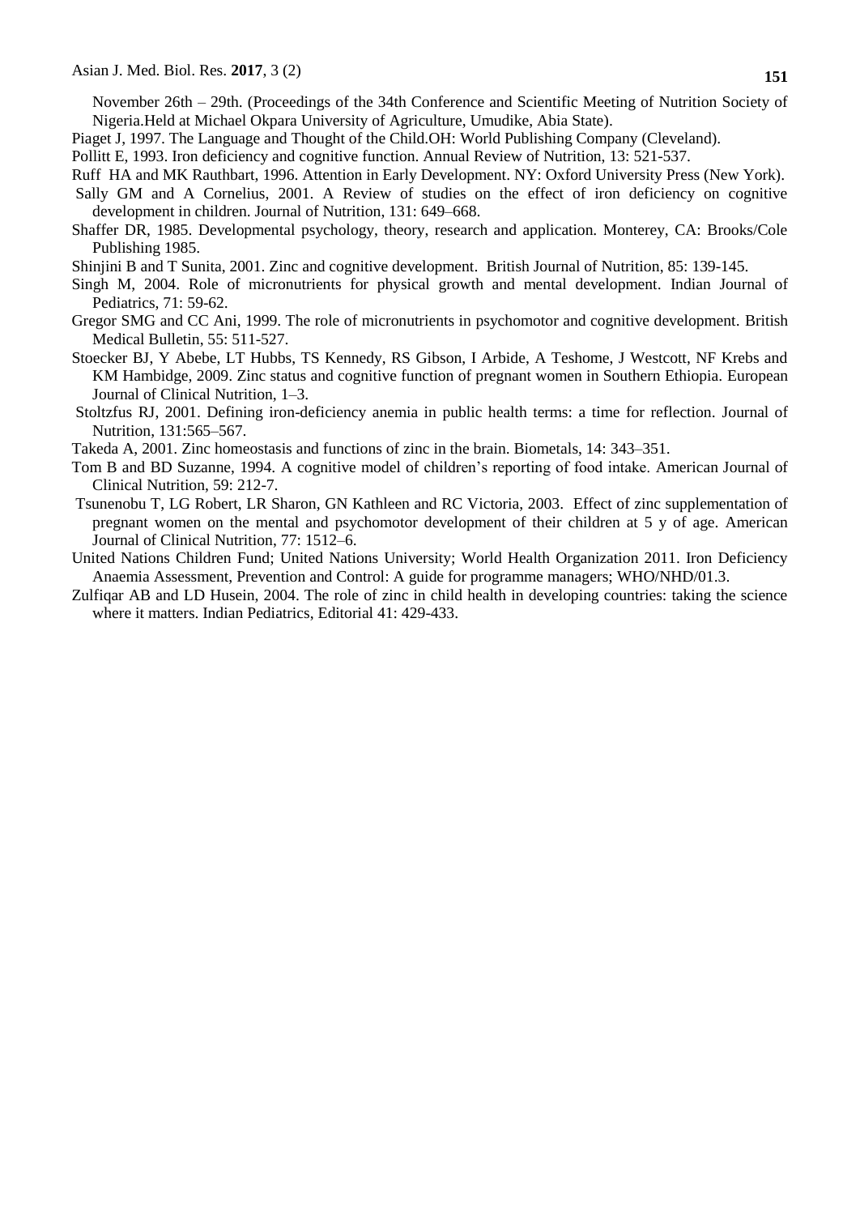November 26th – 29th. (Proceedings of the 34th Conference and Scientific Meeting of Nutrition Society of Nigeria.Held at Michael Okpara University of Agriculture, Umudike, Abia State).

Piaget J, 1997. The Language and Thought of the Child.OH: World Publishing Company (Cleveland).

Pollitt E, 1993. Iron deficiency and cognitive function. Annual Review of Nutrition, 13: 521-537.

Ruff HA and MK Rauthbart, 1996. Attention in Early Development. NY: Oxford University Press (New York).

Sally GM and A Cornelius, 2001. A Review of studies on the effect of iron deficiency on cognitive development in children. Journal of Nutrition, 131: 649–668.

Shaffer DR, 1985. Developmental psychology, theory, research and application. Monterey, CA: Brooks/Cole Publishing 1985.

Shinjini B and T Sunita, 2001. Zinc and cognitive development. British Journal of Nutrition, 85: 139-145.

Singh M, 2004. Role of micronutrients for physical growth and mental development. Indian Journal of Pediatrics, 71: 59-62.

Gregor SMG and CC Ani, 1999. The role of micronutrients in psychomotor and cognitive development. British Medical Bulletin, 55: 511-527.

Stoecker BJ, Y Abebe, LT Hubbs, TS Kennedy, RS Gibson, I Arbide, A Teshome, J Westcott, NF Krebs and KM Hambidge, 2009. Zinc status and cognitive function of pregnant women in Southern Ethiopia. European Journal of Clinical Nutrition, 1–3.

Stoltzfus RJ, 2001. Defining iron-deficiency anemia in public health terms: a time for reflection. Journal of Nutrition, 131:565–567.

Takeda A, 2001. Zinc homeostasis and functions of zinc in the brain. Biometals, 14: 343–351.

Tom B and BD Suzanne, 1994. A cognitive model of children's reporting of food intake. American Journal of Clinical Nutrition, 59: 212-7.

Tsunenobu T, LG Robert, LR Sharon, GN Kathleen and RC Victoria, 2003. Effect of zinc supplementation of pregnant women on the mental and psychomotor development of their children at 5 y of age. American Journal of Clinical Nutrition, 77: 1512–6.

United Nations Children Fund; United Nations University; World Health Organization 2011. Iron Deficiency Anaemia Assessment, Prevention and Control: A guide for programme managers; WHO/NHD/01.3.

Zulfiqar AB and LD Husein, 2004. The role of zinc in child health in developing countries: taking the science where it matters. Indian Pediatrics, Editorial 41: 429-433.